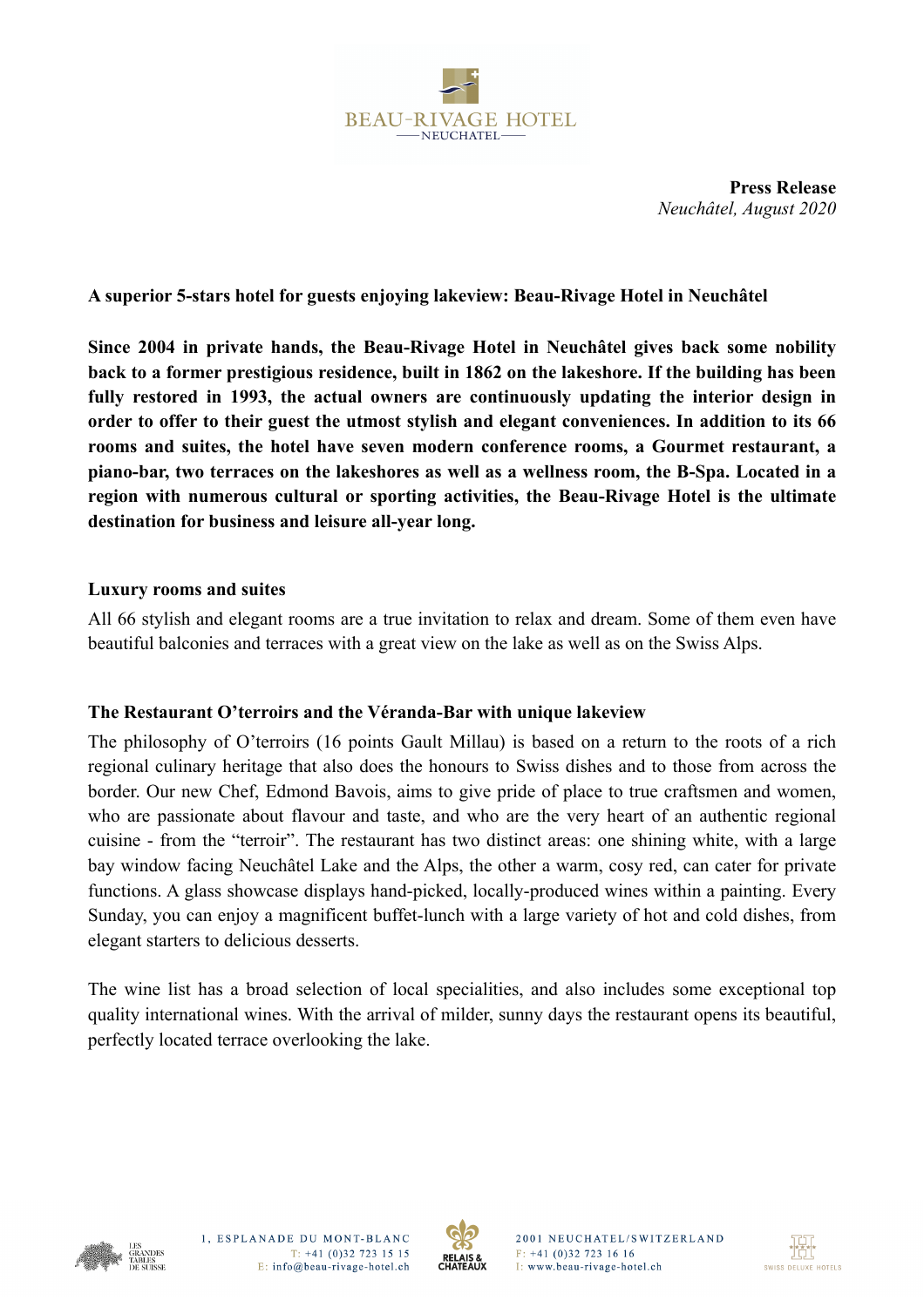BEAU-RIVAGE HOTEL
NEUCHATEL

**Press Release**
*Neuchâtel, August 2020*

**A superior 5-stars hotel for guests enjoying lakeview: Beau-Rivage Hotel in Neuchâtel**

**Since 2004 in private hands, the Beau-Rivage Hotel in Neuchâtel gives back some nobility back to a former prestigious residence, built in 1862 on the lakeshore. If the building has been fully restored in 1993, the actual owners are continuously updating the interior design in order to offer to their guest the utmost stylish and elegant conveniences. In addition to its 66 rooms and suites, the hotel have seven modern conference rooms, a Gourmet restaurant, a piano-bar, two terraces on the lakeshores as well as a wellness room, the B-Spa. Located in a region with numerous cultural or sporting activities, the Beau-Rivage Hotel is the ultimate destination for business and leisure all-year long.**

## Luxury rooms and suites

All 66 stylish and elegant rooms are a true invitation to relax and dream. Some of them even have beautiful balconies and terraces with a great view on the lake as well as on the Swiss Alps.

## The Restaurant O'terroirs and the Véranda-Bar with unique lakeview

The philosophy of O'terroirs (16 points Gault Millau) is based on a return to the roots of a rich regional culinary heritage that also does the honours to Swiss dishes and to those from across the border. Our new Chef, Edmond Bavois, aims to give pride of place to true craftsmen and women, who are passionate about flavour and taste, and who are the very heart of an authentic regional cuisine - from the "terroir". The restaurant has two distinct areas: one shining white, with a large bay window facing Neuchâtel Lake and the Alps, the other a warm, cosy red, can cater for private functions. A glass showcase displays hand-picked, locally-produced wines within a painting. Every Sunday, you can enjoy a magnificent buffet-lunch with a large variety of hot and cold dishes, from elegant starters to delicious desserts.

The wine list has a broad selection of local specialities, and also includes some exceptional top quality international wines. With the arrival of milder, sunny days the restaurant opens its beautiful, perfectly located terrace overlooking the lake.

1, ESPLANADE DU MONT-BLANC
T: +41 (0)32 723 15 15
E: info@beau-rivage-hotel.ch

2001 NEUCHATEL/SWITZERLAND
F: +41 (0)32 723 16 16
I: www.beau-rivage-hotel.ch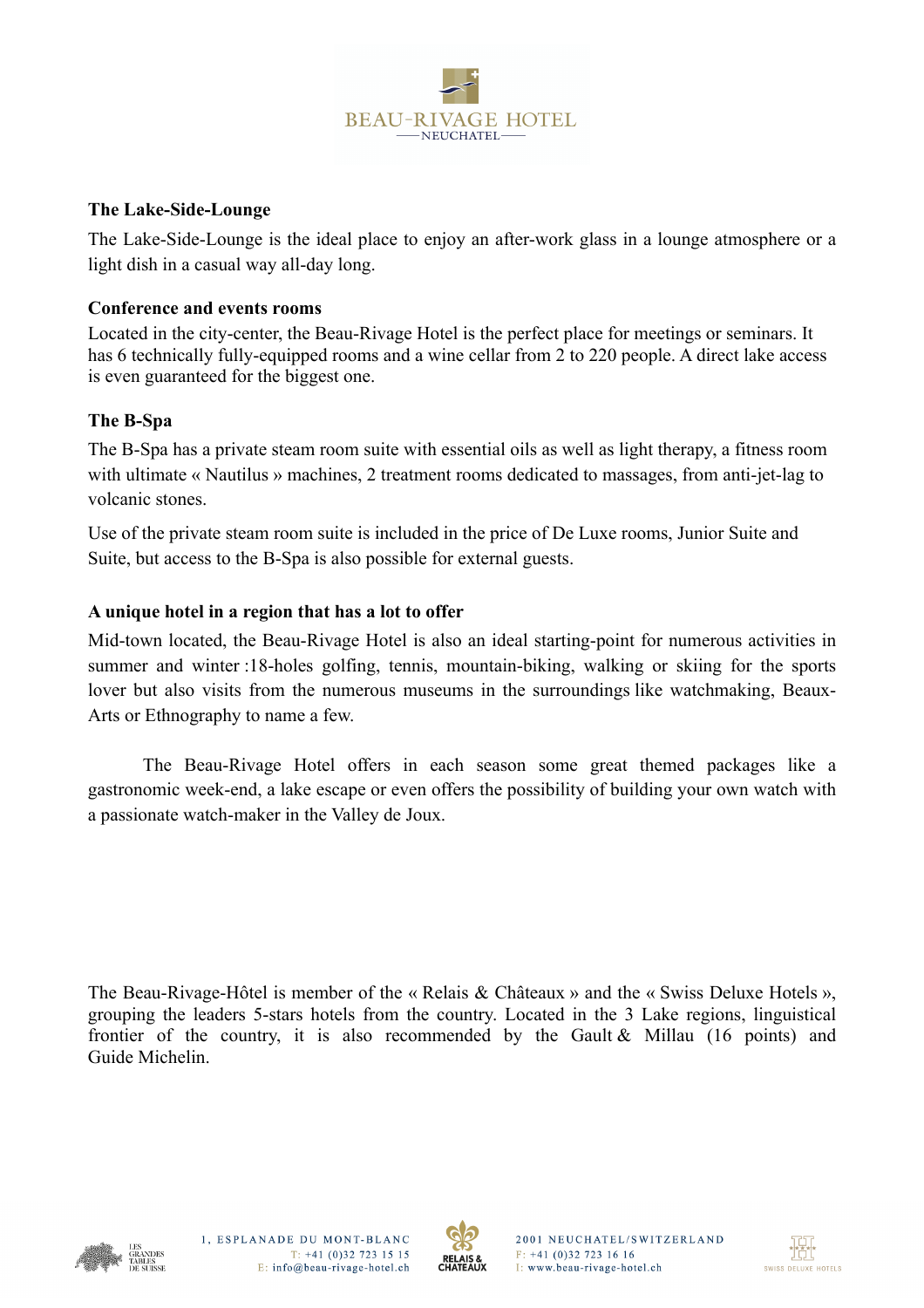## The Lake-Side-Lounge

The Lake-Side-Lounge is the ideal place to enjoy an after-work glass in a lounge atmosphere or a light dish in a casual way all-day long.

## Conference and events rooms

Located in the city-center, the Beau-Rivage Hotel is the perfect place for meetings or seminars. It has 6 technically fully-equipped rooms and a wine cellar from 2 to 220 people. A direct lake access is even guaranteed for the biggest one.

## The B-Spa

The B-Spa has a private steam room suite with essential oils as well as light therapy, a fitness room with ultimate « Nautilus » machines, 2 treatment rooms dedicated to massages, from anti-jet-lag to volcanic stones.

Use of the private steam room suite is included in the price of De Luxe rooms, Junior Suite and Suite, but access to the B-Spa is also possible for external guests.

## A unique hotel in a region that has a lot to offer

Mid-town located, the Beau-Rivage Hotel is also an ideal starting-point for numerous activities in summer and winter :18-holes golfing, tennis, mountain-biking, walking or skiing for the sports lover but also visits from the numerous museums in the surroundings like watchmaking, Beaux-Arts or Ethnography to name a few.

The Beau-Rivage Hotel offers in each season some great themed packages like a gastronomic week-end, a lake escape or even offers the possibility of building your own watch with a passionate watch-maker in the Valley de Joux.

The Beau-Rivage-Hôtel is member of the « Relais & Châteaux » and the « Swiss Deluxe Hotels », grouping the leaders 5-stars hotels from the country. Located in the 3 Lake regions, linguistical frontier of the country, it is also recommended by the Gault & Millau (16 points) and Guide Michelin.